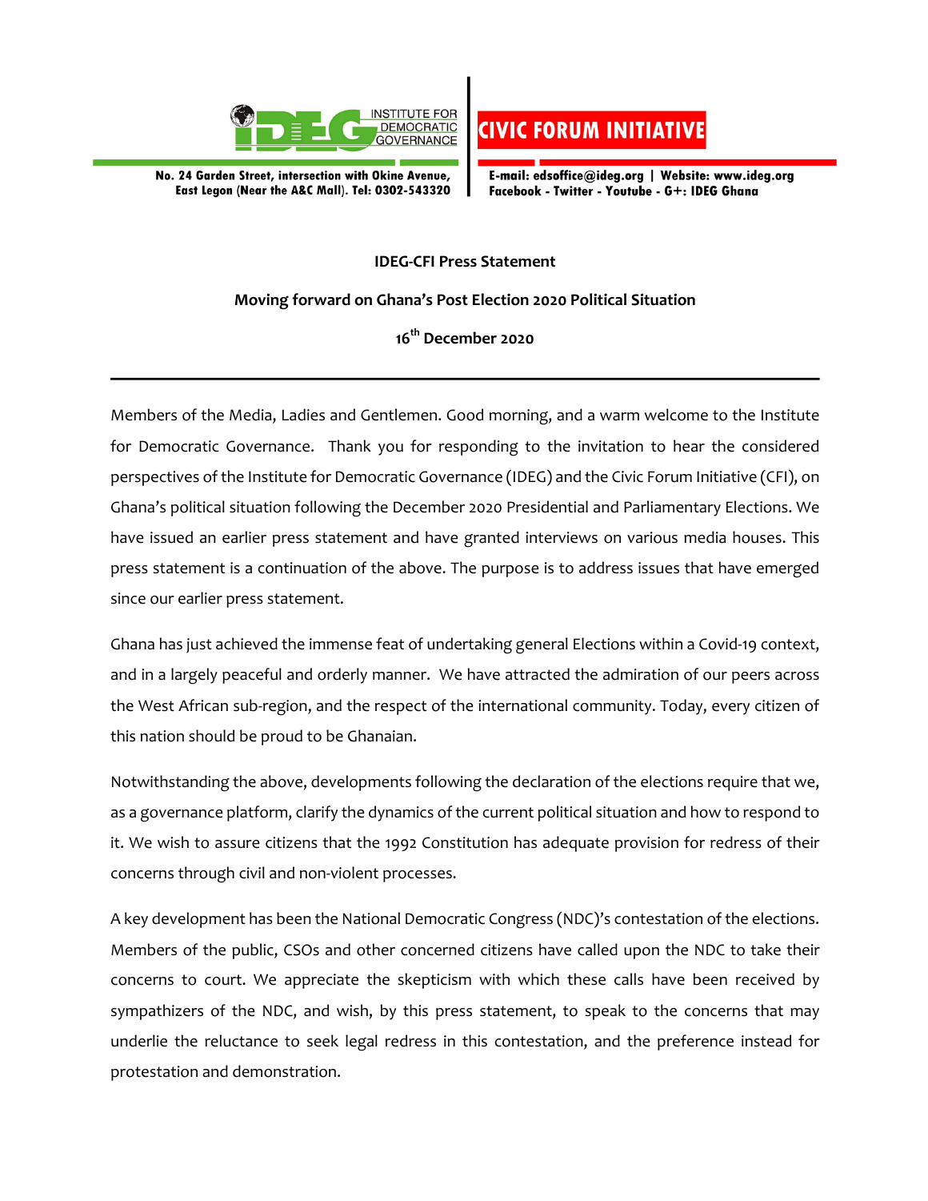INSTITUTE FOR DEMOCRATIC GOVERNANCE

CIVIC FORUM INITIATIVE

No. 24 Garden Street, intersection with Okine Avenue, East Legon (Near the A&C Mall). Tel: 0302-543320

E-mail: edsoffice@ideg.org | Website: www.ideg.org
Facebook - Twitter - Youtube - G+: IDEG Ghana

**IDEG-CFI Press Statement**

**Moving forward on Ghana's Post Election 2020 Political Situation**

**16th December 2020**

---

Members of the Media, Ladies and Gentlemen. Good morning, and a warm welcome to the Institute for Democratic Governance. Thank you for responding to the invitation to hear the considered perspectives of the Institute for Democratic Governance (IDEG) and the Civic Forum Initiative (CFI), on Ghana's political situation following the December 2020 Presidential and Parliamentary Elections. We have issued an earlier press statement and have granted interviews on various media houses. This press statement is a continuation of the above. The purpose is to address issues that have emerged since our earlier press statement.

Ghana has just achieved the immense feat of undertaking general Elections within a Covid-19 context, and in a largely peaceful and orderly manner. We have attracted the admiration of our peers across the West African sub-region, and the respect of the international community. Today, every citizen of this nation should be proud to be Ghanaian.

Notwithstanding the above, developments following the declaration of the elections require that we, as a governance platform, clarify the dynamics of the current political situation and how to respond to it. We wish to assure citizens that the 1992 Constitution has adequate provision for redress of their concerns through civil and non-violent processes.

A key development has been the National Democratic Congress (NDC)'s contestation of the elections. Members of the public, CSOs and other concerned citizens have called upon the NDC to take their concerns to court. We appreciate the skepticism with which these calls have been received by sympathizers of the NDC, and wish, by this press statement, to speak to the concerns that may underlie the reluctance to seek legal redress in this contestation, and the preference instead for protestation and demonstration.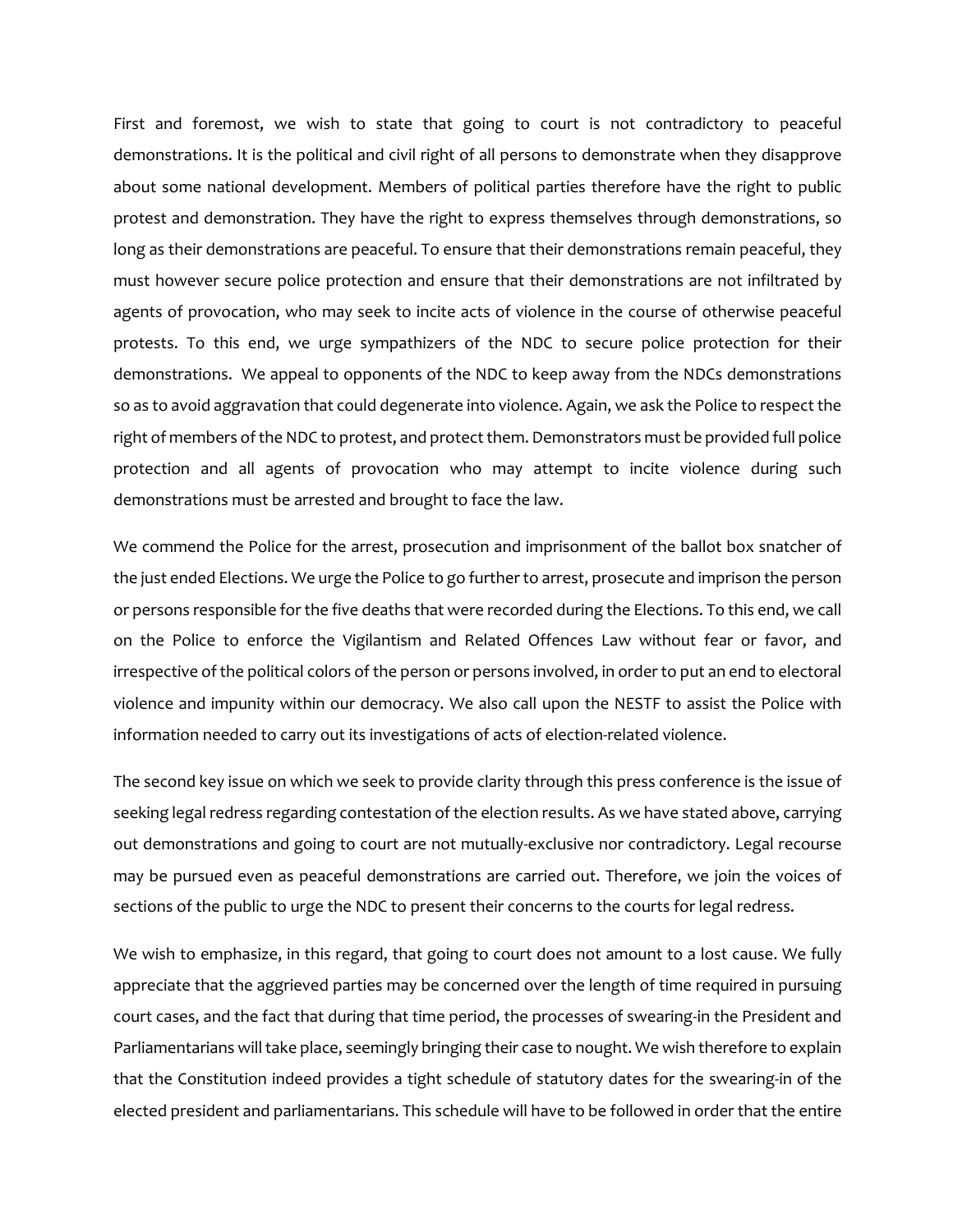First and foremost, we wish to state that going to court is not contradictory to peaceful demonstrations. It is the political and civil right of all persons to demonstrate when they disapprove about some national development. Members of political parties therefore have the right to public protest and demonstration. They have the right to express themselves through demonstrations, so long as their demonstrations are peaceful. To ensure that their demonstrations remain peaceful, they must however secure police protection and ensure that their demonstrations are not infiltrated by agents of provocation, who may seek to incite acts of violence in the course of otherwise peaceful protests. To this end, we urge sympathizers of the NDC to secure police protection for their demonstrations. We appeal to opponents of the NDC to keep away from the NDCs demonstrations so as to avoid aggravation that could degenerate into violence. Again, we ask the Police to respect the right of members of the NDC to protest, and protect them. Demonstrators must be provided full police protection and all agents of provocation who may attempt to incite violence during such demonstrations must be arrested and brought to face the law.

We commend the Police for the arrest, prosecution and imprisonment of the ballot box snatcher of the just ended Elections. We urge the Police to go further to arrest, prosecute and imprison the person or persons responsible for the five deaths that were recorded during the Elections. To this end, we call on the Police to enforce the Vigilantism and Related Offences Law without fear or favor, and irrespective of the political colors of the person or persons involved, in order to put an end to electoral violence and impunity within our democracy. We also call upon the NESTF to assist the Police with information needed to carry out its investigations of acts of election-related violence.

The second key issue on which we seek to provide clarity through this press conference is the issue of seeking legal redress regarding contestation of the election results. As we have stated above, carrying out demonstrations and going to court are not mutually-exclusive nor contradictory. Legal recourse may be pursued even as peaceful demonstrations are carried out. Therefore, we join the voices of sections of the public to urge the NDC to present their concerns to the courts for legal redress.

We wish to emphasize, in this regard, that going to court does not amount to a lost cause. We fully appreciate that the aggrieved parties may be concerned over the length of time required in pursuing court cases, and the fact that during that time period, the processes of swearing-in the President and Parliamentarians will take place, seemingly bringing their case to nought. We wish therefore to explain that the Constitution indeed provides a tight schedule of statutory dates for the swearing-in of the elected president and parliamentarians. This schedule will have to be followed in order that the entire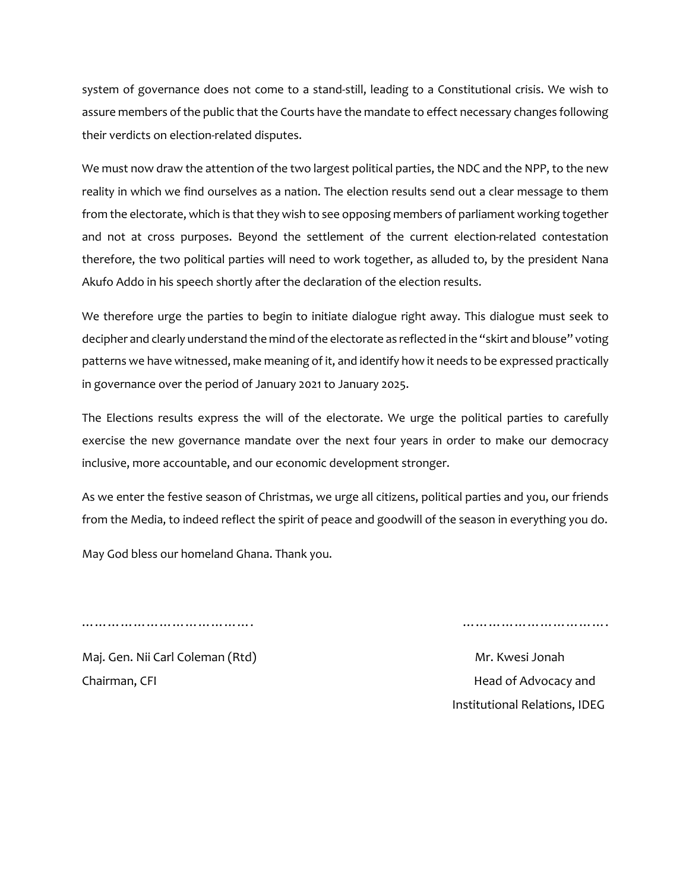system of governance does not come to a stand-still, leading to a Constitutional crisis. We wish to assure members of the public that the Courts have the mandate to effect necessary changes following their verdicts on election-related disputes.

We must now draw the attention of the two largest political parties, the NDC and the NPP, to the new reality in which we find ourselves as a nation. The election results send out a clear message to them from the electorate, which is that they wish to see opposing members of parliament working together and not at cross purposes. Beyond the settlement of the current election-related contestation therefore, the two political parties will need to work together, as alluded to, by the president Nana Akufo Addo in his speech shortly after the declaration of the election results.

We therefore urge the parties to begin to initiate dialogue right away. This dialogue must seek to decipher and clearly understand the mind of the electorate as reflected in the "skirt and blouse" voting patterns we have witnessed, make meaning of it, and identify how it needs to be expressed practically in governance over the period of January 2021 to January 2025.

The Elections results express the will of the electorate. We urge the political parties to carefully exercise the new governance mandate over the next four years in order to make our democracy inclusive, more accountable, and our economic development stronger.

As we enter the festive season of Christmas, we urge all citizens, political parties and you, our friends from the Media, to indeed reflect the spirit of peace and goodwill of the season in everything you do.

May God bless our homeland Ghana. Thank you.

………………………………….

Maj. Gen. Nii Carl Coleman (Rtd)
Chairman, CFI

…………………………….

Mr. Kwesi Jonah
Head of Advocacy and
Institutional Relations, IDEG